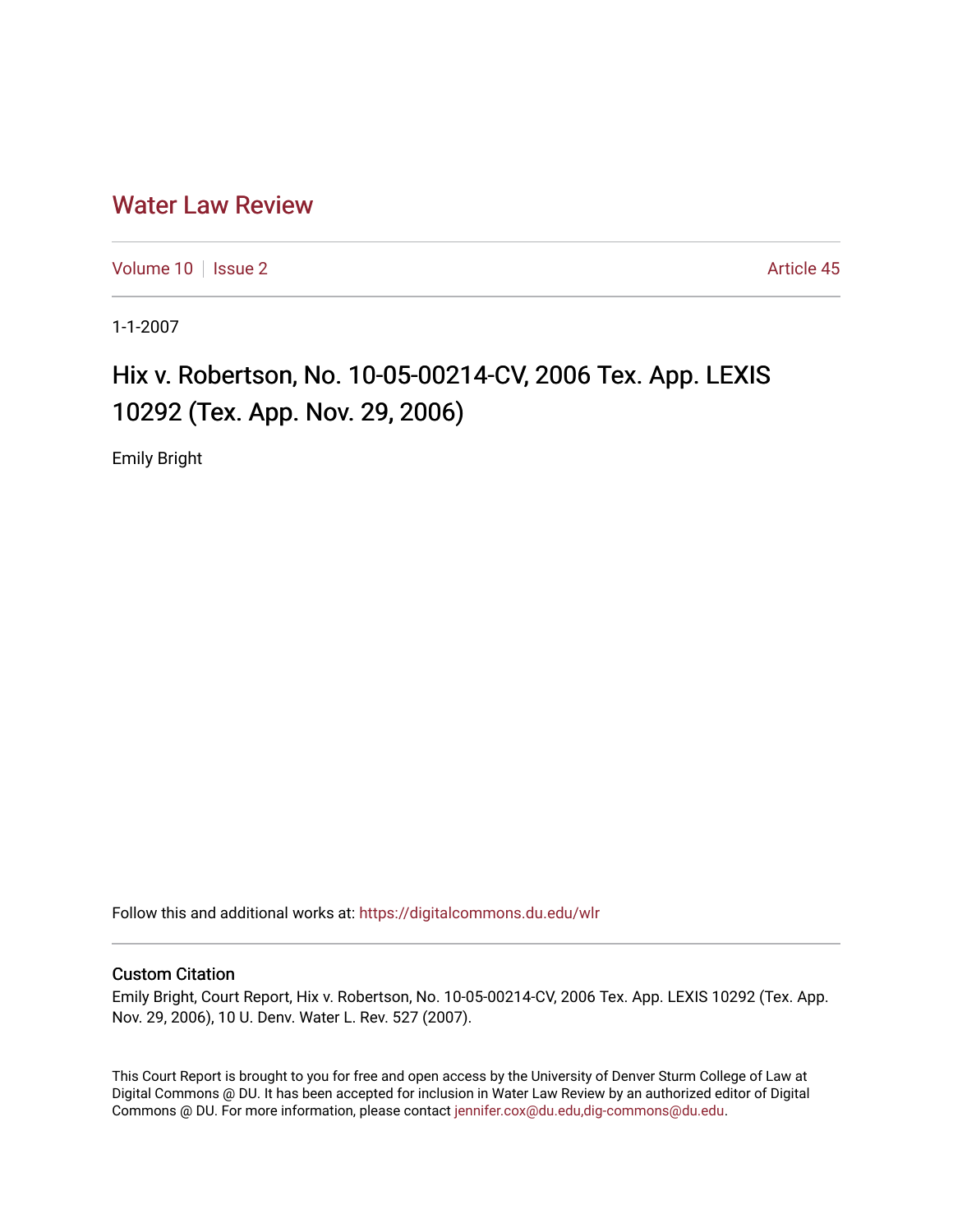# Water Law Review

Volume 10 | Issue 2 | Article 45

1-1-2007

## Hix v. Robertson, No. 10-05-00214-CV, 2006 Tex. App. LEXIS 10292 (Tex. App. Nov. 29, 2006)

Emily Bright

Follow this and additional works at: https://digitalcommons.du.edu/wlr

### Custom Citation

Emily Bright, Court Report, Hix v. Robertson, No. 10-05-00214-CV, 2006 Tex. App. LEXIS 10292 (Tex. App. Nov. 29, 2006), 10 U. Denv. Water L. Rev. 527 (2007).

This Court Report is brought to you for free and open access by the University of Denver Sturm College of Law at Digital Commons @ DU. It has been accepted for inclusion in Water Law Review by an authorized editor of Digital Commons @ DU. For more information, please contact jennifer.cox@du.edu,dig-commons@du.edu.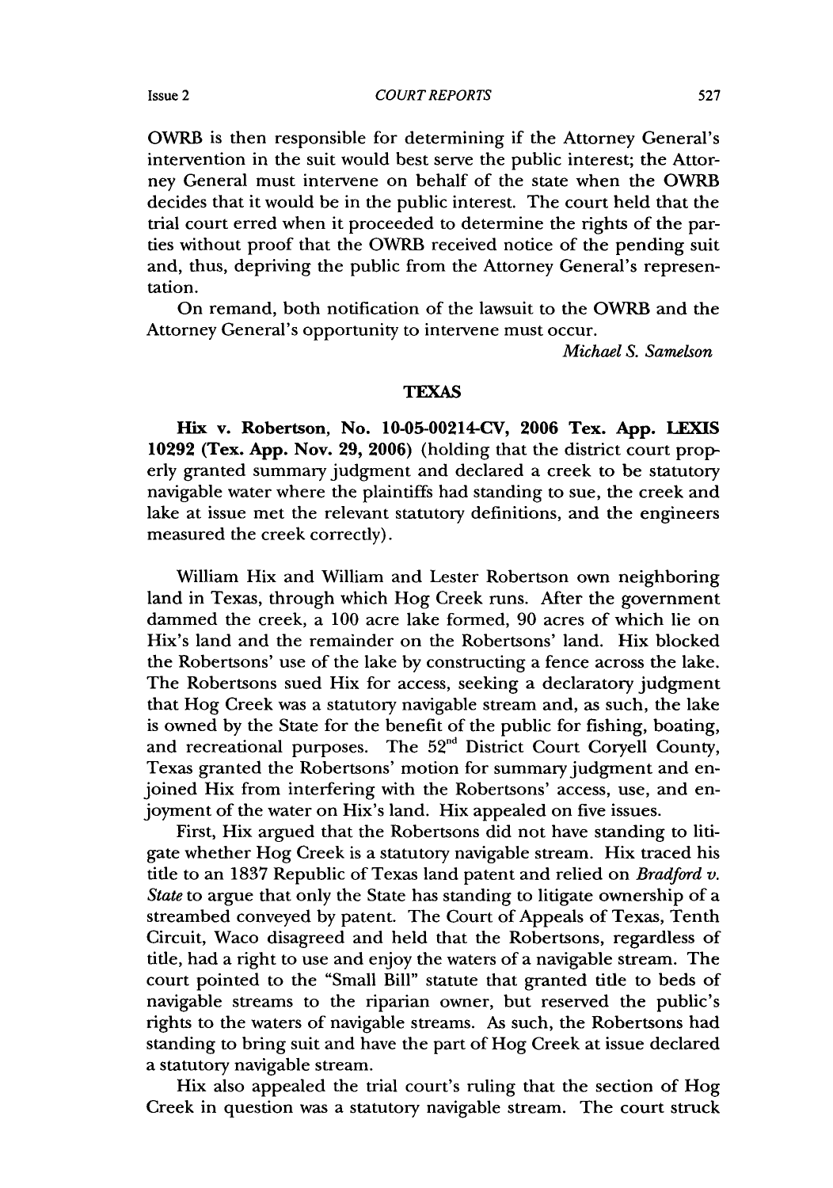OWRB is then responsible for determining if the Attorney General's intervention in the suit would best serve the public interest; the Attorney General must intervene on behalf of the state when the OWRB decides that it would be in the public interest. The court held that the trial court erred when it proceeded to determine the rights of the parties without proof that the OWRB received notice of the pending suit and, thus, depriving the public from the Attorney General's representation.

On remand, both notification of the lawsuit to the OWRB and the Attorney General's opportunity to intervene must occur.

*Michael S. Samelson*

## TEXAS

**Hix v. Robertson, No. 10-05-00214-CV, 2006 Tex. App. LEXIS 10292 (Tex. App. Nov. 29, 2006)** (holding that the district court properly granted summary judgment and declared a creek to be statutory navigable water where the plaintiffs had standing to sue, the creek and lake at issue met the relevant statutory definitions, and the engineers measured the creek correctly).

William Hix and William and Lester Robertson own neighboring land in Texas, through which Hog Creek runs. After the government dammed the creek, a 100 acre lake formed, 90 acres of which lie on Hix's land and the remainder on the Robertsons' land. Hix blocked the Robertsons' use of the lake by constructing a fence across the lake. The Robertsons sued Hix for access, seeking a declaratory judgment that Hog Creek was a statutory navigable stream and, as such, the lake is owned by the State for the benefit of the public for fishing, boating, and recreational purposes. The 52nd District Court Coryell County, Texas granted the Robertsons' motion for summary judgment and enjoined Hix from interfering with the Robertsons' access, use, and enjoyment of the water on Hix's land. Hix appealed on five issues.

First, Hix argued that the Robertsons did not have standing to litigate whether Hog Creek is a statutory navigable stream. Hix traced his title to an 1837 Republic of Texas land patent and relied on *Bradford v. State* to argue that only the State has standing to litigate ownership of a streambed conveyed by patent. The Court of Appeals of Texas, Tenth Circuit, Waco disagreed and held that the Robertsons, regardless of title, had a right to use and enjoy the waters of a navigable stream. The court pointed to the "Small Bill" statute that granted title to beds of navigable streams to the riparian owner, but reserved the public's rights to the waters of navigable streams. As such, the Robertsons had standing to bring suit and have the part of Hog Creek at issue declared a statutory navigable stream.

Hix also appealed the trial court's ruling that the section of Hog Creek in question was a statutory navigable stream. The court struck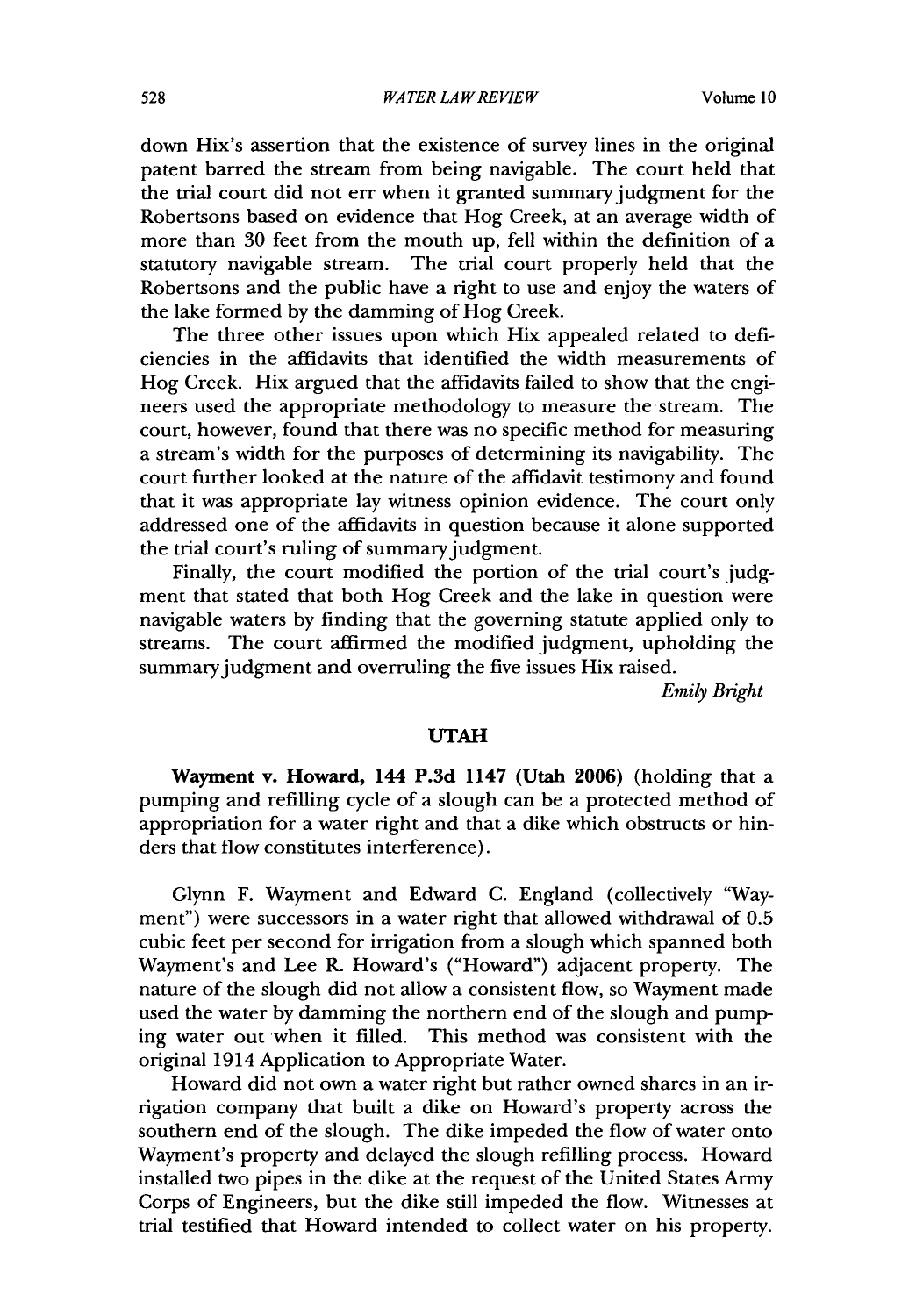down Hix's assertion that the existence of survey lines in the original patent barred the stream from being navigable. The court held that the trial court did not err when it granted summary judgment for the Robertsons based on evidence that Hog Creek, at an average width of more than 30 feet from the mouth up, fell within the definition of a statutory navigable stream. The trial court properly held that the Robertsons and the public have a right to use and enjoy the waters of the lake formed by the damming of Hog Creek.

The three other issues upon which Hix appealed related to deficiencies in the affidavits that identified the width measurements of Hog Creek. Hix argued that the affidavits failed to show that the engineers used the appropriate methodology to measure the stream. The court, however, found that there was no specific method for measuring a stream's width for the purposes of determining its navigability. The court further looked at the nature of the affidavit testimony and found that it was appropriate lay witness opinion evidence. The court only addressed one of the affidavits in question because it alone supported the trial court's ruling of summary judgment.

Finally, the court modified the portion of the trial court's judgment that stated that both Hog Creek and the lake in question were navigable waters by finding that the governing statute applied only to streams. The court affirmed the modified judgment, upholding the summary judgment and overruling the five issues Hix raised.

*Emily Bright*

## UTAH

**Wayment v. Howard, 144 P.3d 1147 (Utah 2006)** (holding that a pumping and refilling cycle of a slough can be a protected method of appropriation for a water right and that a dike which obstructs or hinders that flow constitutes interference).

Glynn F. Wayment and Edward C. England (collectively "Wayment") were successors in a water right that allowed withdrawal of 0.5 cubic feet per second for irrigation from a slough which spanned both Wayment's and Lee R. Howard's ("Howard") adjacent property. The nature of the slough did not allow a consistent flow, so Wayment made used the water by damming the northern end of the slough and pumping water out when it filled. This method was consistent with the original 1914 Application to Appropriate Water.

Howard did not own a water right but rather owned shares in an irrigation company that built a dike on Howard's property across the southern end of the slough. The dike impeded the flow of water onto Wayment's property and delayed the slough refilling process. Howard installed two pipes in the dike at the request of the United States Army Corps of Engineers, but the dike still impeded the flow. Witnesses at trial testified that Howard intended to collect water on his property.